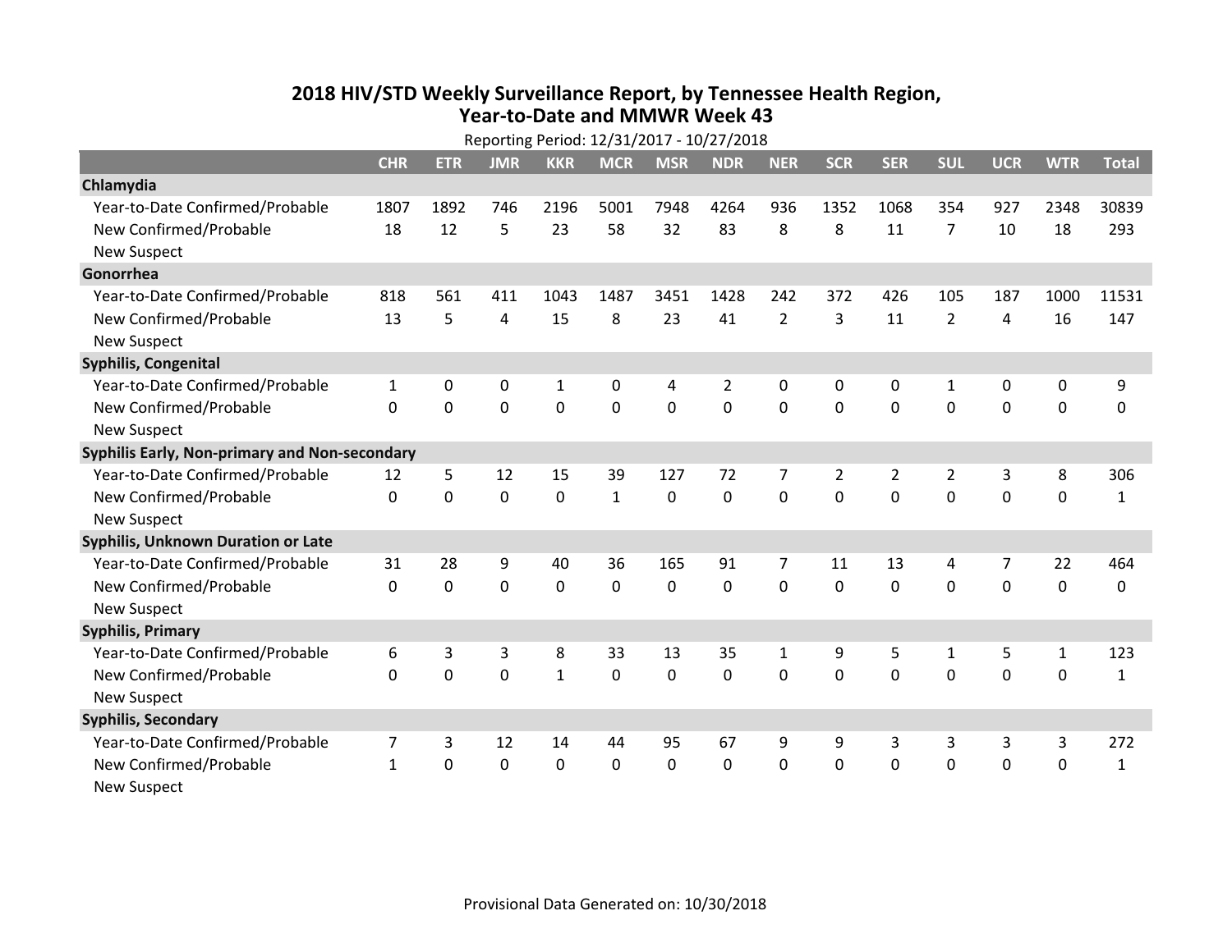# 2018 HIV/STD Weekly Surveillance Report, by Tennessee Health Region, Year-to-Date and MMWR Week 43

Reporting Period: 12/31/2017 - 10/27/2018

| | CHR | ETR | JMR | KKR | MCR | MSR | NDR | NER | SCR | SER | SUL | UCR | WTR | Total |
|---|---|---|---|---|---|---|---|---|---|---|---|---|---|---|
| **Chlamydia** | | | | | | | | | | | | | | |
| Year-to-Date Confirmed/Probable | 1807 | 1892 | 746 | 2196 | 5001 | 7948 | 4264 | 936 | 1352 | 1068 | 354 | 927 | 2348 | 30839 |
| New Confirmed/Probable | 18 | 12 | 5 | 23 | 58 | 32 | 83 | 8 | 8 | 11 | 7 | 10 | 18 | 293 |
| New Suspect | | | | | | | | | | | | | | |
| **Gonorrhea** | | | | | | | | | | | | | | |
| Year-to-Date Confirmed/Probable | 818 | 561 | 411 | 1043 | 1487 | 3451 | 1428 | 242 | 372 | 426 | 105 | 187 | 1000 | 11531 |
| New Confirmed/Probable | 13 | 5 | 4 | 15 | 8 | 23 | 41 | 2 | 3 | 11 | 2 | 4 | 16 | 147 |
| New Suspect | | | | | | | | | | | | | | |
| **Syphilis, Congenital** | | | | | | | | | | | | | | |
| Year-to-Date Confirmed/Probable | 1 | 0 | 0 | 1 | 0 | 4 | 2 | 0 | 0 | 0 | 1 | 0 | 0 | 9 |
| New Confirmed/Probable | 0 | 0 | 0 | 0 | 0 | 0 | 0 | 0 | 0 | 0 | 0 | 0 | 0 | 0 |
| New Suspect | | | | | | | | | | | | | | |
| **Syphilis Early, Non-primary and Non-secondary** | | | | | | | | | | | | | | |
| Year-to-Date Confirmed/Probable | 12 | 5 | 12 | 15 | 39 | 127 | 72 | 7 | 2 | 2 | 2 | 3 | 8 | 306 |
| New Confirmed/Probable | 0 | 0 | 0 | 0 | 1 | 0 | 0 | 0 | 0 | 0 | 0 | 0 | 0 | 1 |
| New Suspect | | | | | | | | | | | | | | |
| **Syphilis, Unknown Duration or Late** | | | | | | | | | | | | | | |
| Year-to-Date Confirmed/Probable | 31 | 28 | 9 | 40 | 36 | 165 | 91 | 7 | 11 | 13 | 4 | 7 | 22 | 464 |
| New Confirmed/Probable | 0 | 0 | 0 | 0 | 0 | 0 | 0 | 0 | 0 | 0 | 0 | 0 | 0 | 0 |
| New Suspect | | | | | | | | | | | | | | |
| **Syphilis, Primary** | | | | | | | | | | | | | | |
| Year-to-Date Confirmed/Probable | 6 | 3 | 3 | 8 | 33 | 13 | 35 | 1 | 9 | 5 | 1 | 5 | 1 | 123 |
| New Confirmed/Probable | 0 | 0 | 0 | 1 | 0 | 0 | 0 | 0 | 0 | 0 | 0 | 0 | 0 | 1 |
| New Suspect | | | | | | | | | | | | | | |
| **Syphilis, Secondary** | | | | | | | | | | | | | | |
| Year-to-Date Confirmed/Probable | 7 | 3 | 12 | 14 | 44 | 95 | 67 | 9 | 9 | 3 | 3 | 3 | 3 | 272 |
| New Confirmed/Probable | 1 | 0 | 0 | 0 | 0 | 0 | 0 | 0 | 0 | 0 | 0 | 0 | 0 | 1 |
| New Suspect | | | | | | | | | | | | | | |

Provisional Data Generated on: 10/30/2018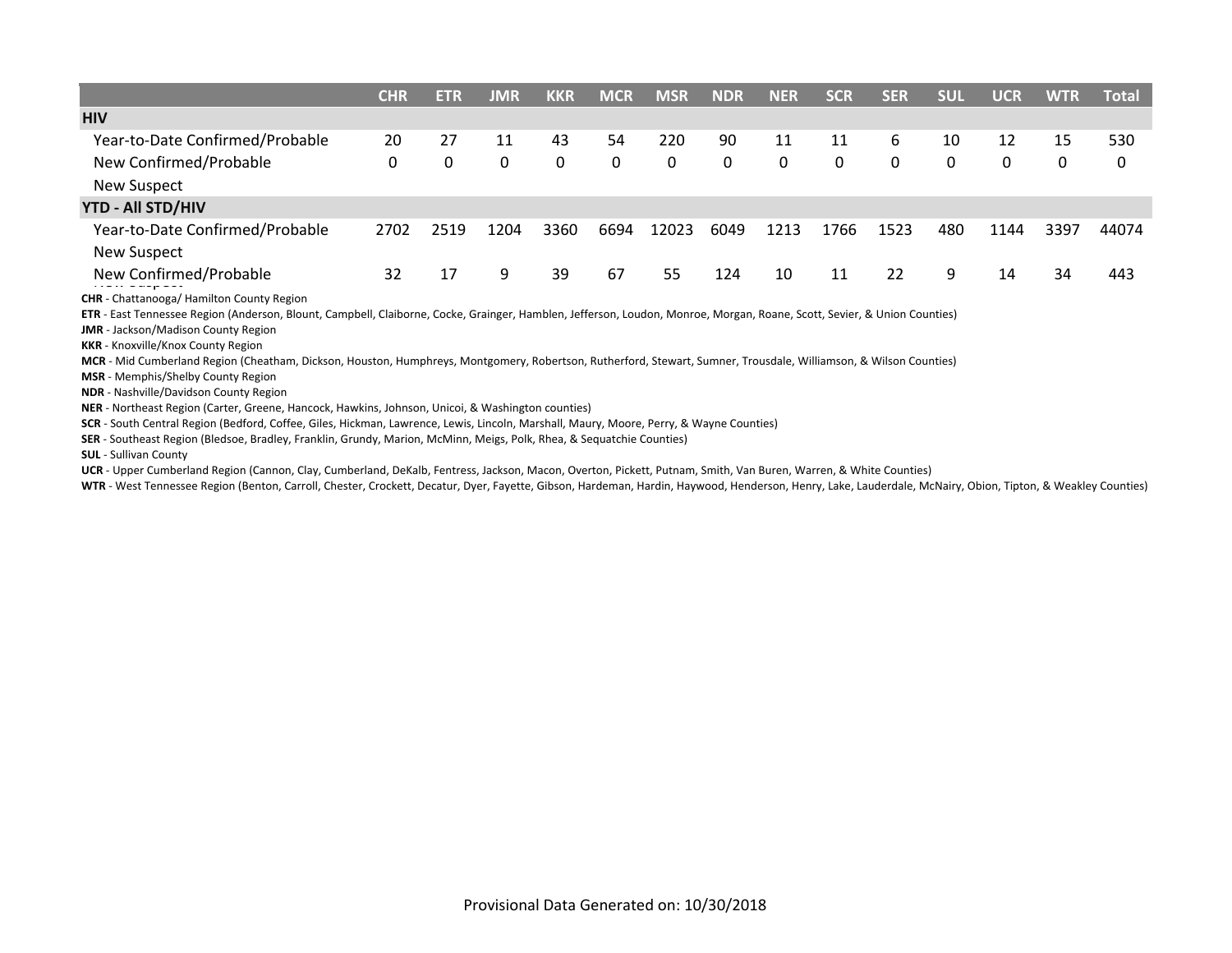| | CHR | ETR | JMR | KKR | MCR | MSR | NDR | NER | SCR | SER | SUL | UCR | WTR | Total |
|---|---|---|---|---|---|---|---|---|---|---|---|---|---|---|
| **HIV** | | | | | | | | | | | | | | |
| Year-to-Date Confirmed/Probable | 20 | 27 | 11 | 43 | 54 | 220 | 90 | 11 | 11 | 6 | 10 | 12 | 15 | 530 |
| New Confirmed/Probable | 0 | 0 | 0 | 0 | 0 | 0 | 0 | 0 | 0 | 0 | 0 | 0 | 0 | 0 |
| New Suspect | | | | | | | | | | | | | | |
| **YTD - All STD/HIV** | | | | | | | | | | | | | | |
| Year-to-Date Confirmed/Probable | 2702 | 2519 | 1204 | 3360 | 6694 | 12023 | 6049 | 1213 | 1766 | 1523 | 480 | 1144 | 3397 | 44074 |
| New Suspect | | | | | | | | | | | | | | |
| New Confirmed/Probable | 32 | 17 | 9 | 39 | 67 | 55 | 124 | 10 | 11 | 22 | 9 | 14 | 34 | 443 |

**CHR** - Chattanooga/ Hamilton County Region

**ETR** - East Tennessee Region (Anderson, Blount, Campbell, Claiborne, Cocke, Grainger, Hamblen, Jefferson, Loudon, Monroe, Morgan, Roane, Scott, Sevier, & Union Counties)

**JMR** - Jackson/Madison County Region

**KKR** - Knoxville/Knox County Region

**MCR** - Mid Cumberland Region (Cheatham, Dickson, Houston, Humphreys, Montgomery, Robertson, Rutherford, Stewart, Sumner, Trousdale, Williamson, & Wilson Counties)

**MSR** - Memphis/Shelby County Region

**NDR** - Nashville/Davidson County Region

**NER** - Northeast Region (Carter, Greene, Hancock, Hawkins, Johnson, Unicoi, & Washington counties)

**SCR** - South Central Region (Bedford, Coffee, Giles, Hickman, Lawrence, Lewis, Lincoln, Marshall, Maury, Moore, Perry, & Wayne Counties)

**SER** - Southeast Region (Bledsoe, Bradley, Franklin, Grundy, Marion, McMinn, Meigs, Polk, Rhea, & Sequatchie Counties)

**SUL** - Sullivan County

**UCR** - Upper Cumberland Region (Cannon, Clay, Cumberland, DeKalb, Fentress, Jackson, Macon, Overton, Pickett, Putnam, Smith, Van Buren, Warren, & White Counties)

**WTR** - West Tennessee Region (Benton, Carroll, Chester, Crockett, Decatur, Dyer, Fayette, Gibson, Hardeman, Hardin, Haywood, Henderson, Henry, Lake, Lauderdale, McNairy, Obion, Tipton, & Weakley Counties)

Provisional Data Generated on: 10/30/2018